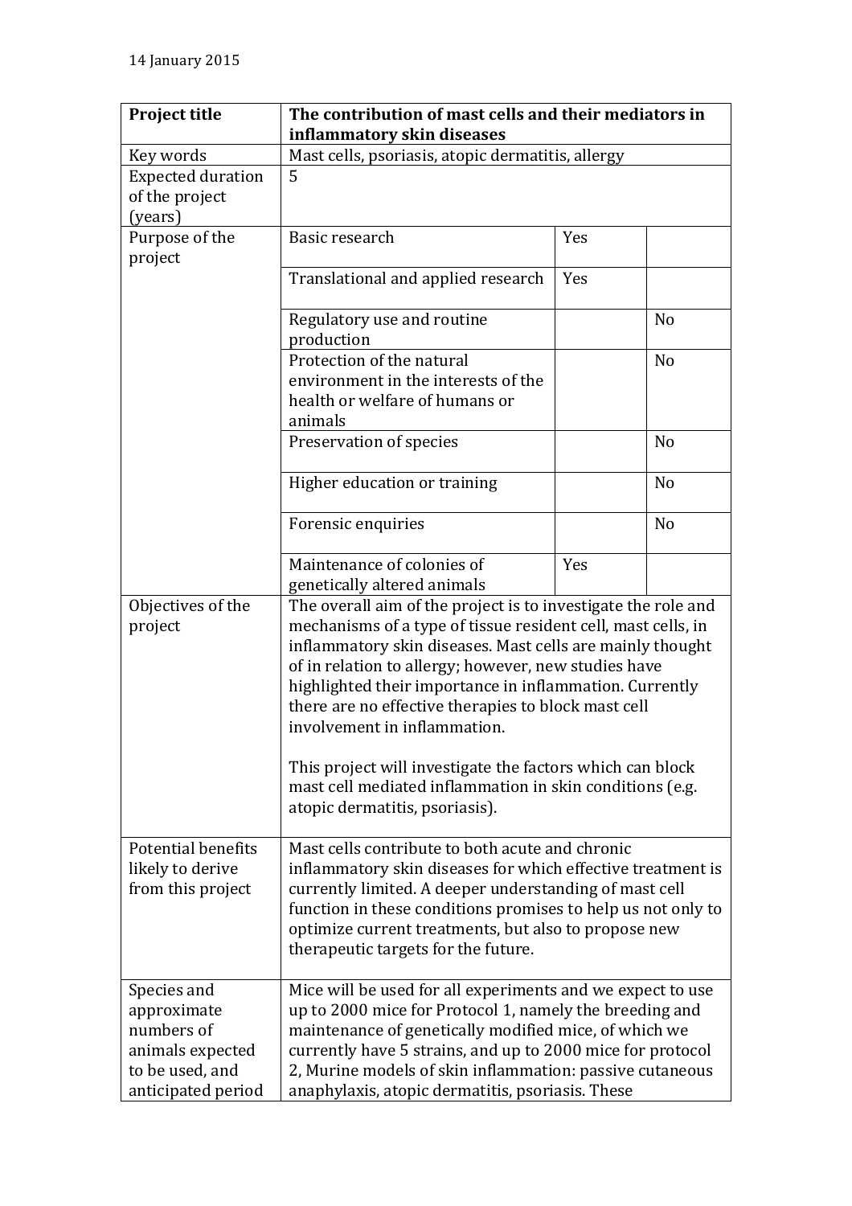14 January 2015

| Project title | **The contribution of mast cells and their mediators in inflammatory skin diseases** | | |
|---|---|---|---|
| Key words | Mast cells, psoriasis, atopic dermatitis, allergy | | |
| Expected duration of the project (years) | 5 | | |
| Purpose of the project | Basic research | Yes | |
| | Translational and applied research | Yes | |
| | Regulatory use and routine production | | No |
| | Protection of the natural environment in the interests of the health or welfare of humans or animals | | No |
| | Preservation of species | | No |
| | Higher education or training | | No |
| | Forensic enquiries | | No |
| | Maintenance of colonies of genetically altered animals | Yes | |
| Objectives of the project | The overall aim of the project is to investigate the role and mechanisms of a type of tissue resident cell, mast cells, in inflammatory skin diseases. Mast cells are mainly thought of in relation to allergy; however, new studies have highlighted their importance in inflammation. Currently there are no effective therapies to block mast cell involvement in inflammation.<br><br>This project will investigate the factors which can block mast cell mediated inflammation in skin conditions (e.g. atopic dermatitis, psoriasis). | | |
| Potential benefits likely to derive from this project | Mast cells contribute to both acute and chronic inflammatory skin diseases for which effective treatment is currently limited. A deeper understanding of mast cell function in these conditions promises to help us not only to optimize current treatments, but also to propose new therapeutic targets for the future. | | |
| Species and approximate numbers of animals expected to be used, and anticipated period | Mice will be used for all experiments and we expect to use up to 2000 mice for Protocol 1, namely the breeding and maintenance of genetically modified mice, of which we currently have 5 strains, and up to 2000 mice for protocol 2, Murine models of skin inflammation: passive cutaneous anaphylaxis, atopic dermatitis, psoriasis. These | | |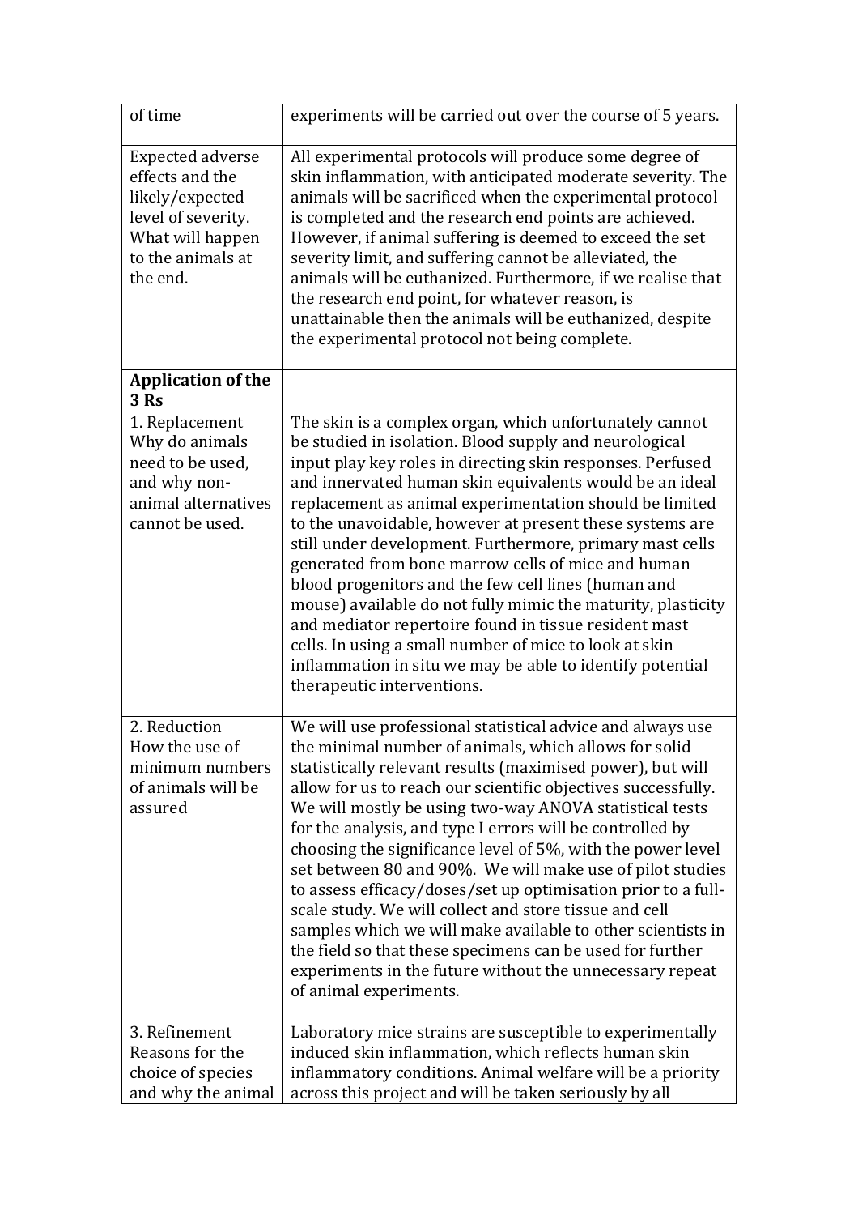| of time | experiments will be carried out over the course of 5 years. |
|---|---|
| Expected adverse effects and the likely/expected level of severity. What will happen to the animals at the end. | All experimental protocols will produce some degree of skin inflammation, with anticipated moderate severity. The animals will be sacrificed when the experimental protocol is completed and the research end points are achieved. However, if animal suffering is deemed to exceed the set severity limit, and suffering cannot be alleviated, the animals will be euthanized. Furthermore, if we realise that the research end point, for whatever reason, is unattainable then the animals will be euthanized, despite the experimental protocol not being complete. |
| **Application of the 3 Rs** | |
| 1. Replacement<br>Why do animals need to be used, and why non-animal alternatives cannot be used. | The skin is a complex organ, which unfortunately cannot be studied in isolation. Blood supply and neurological input play key roles in directing skin responses. Perfused and innervated human skin equivalents would be an ideal replacement as animal experimentation should be limited to the unavoidable, however at present these systems are still under development. Furthermore, primary mast cells generated from bone marrow cells of mice and human blood progenitors and the few cell lines (human and mouse) available do not fully mimic the maturity, plasticity and mediator repertoire found in tissue resident mast cells. In using a small number of mice to look at skin inflammation in situ we may be able to identify potential therapeutic interventions. |
| 2. Reduction<br>How the use of minimum numbers of animals will be assured | We will use professional statistical advice and always use the minimal number of animals, which allows for solid statistically relevant results (maximised power), but will allow for us to reach our scientific objectives successfully. We will mostly be using two-way ANOVA statistical tests for the analysis, and type I errors will be controlled by choosing the significance level of 5%, with the power level set between 80 and 90%. We will make use of pilot studies to assess efficacy/doses/set up optimisation prior to a full-scale study. We will collect and store tissue and cell samples which we will make available to other scientists in the field so that these specimens can be used for further experiments in the future without the unnecessary repeat of animal experiments. |
| 3. Refinement<br>Reasons for the choice of species and why the animal | Laboratory mice strains are susceptible to experimentally induced skin inflammation, which reflects human skin inflammatory conditions. Animal welfare will be a priority across this project and will be taken seriously by all |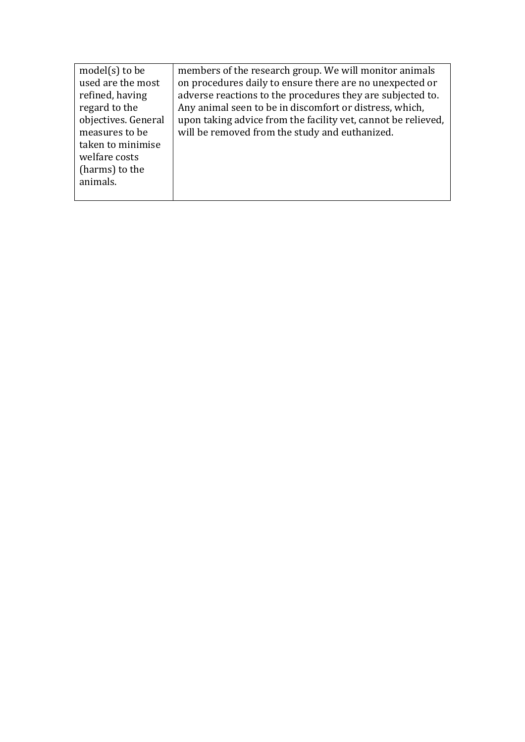| | |
|---|---|
| model(s) to be used are the most refined, having regard to the objectives. General measures to be taken to minimise welfare costs (harms) to the animals. | members of the research group. We will monitor animals on procedures daily to ensure there are no unexpected or adverse reactions to the procedures they are subjected to. Any animal seen to be in discomfort or distress, which, upon taking advice from the facility vet, cannot be relieved, will be removed from the study and euthanized. |